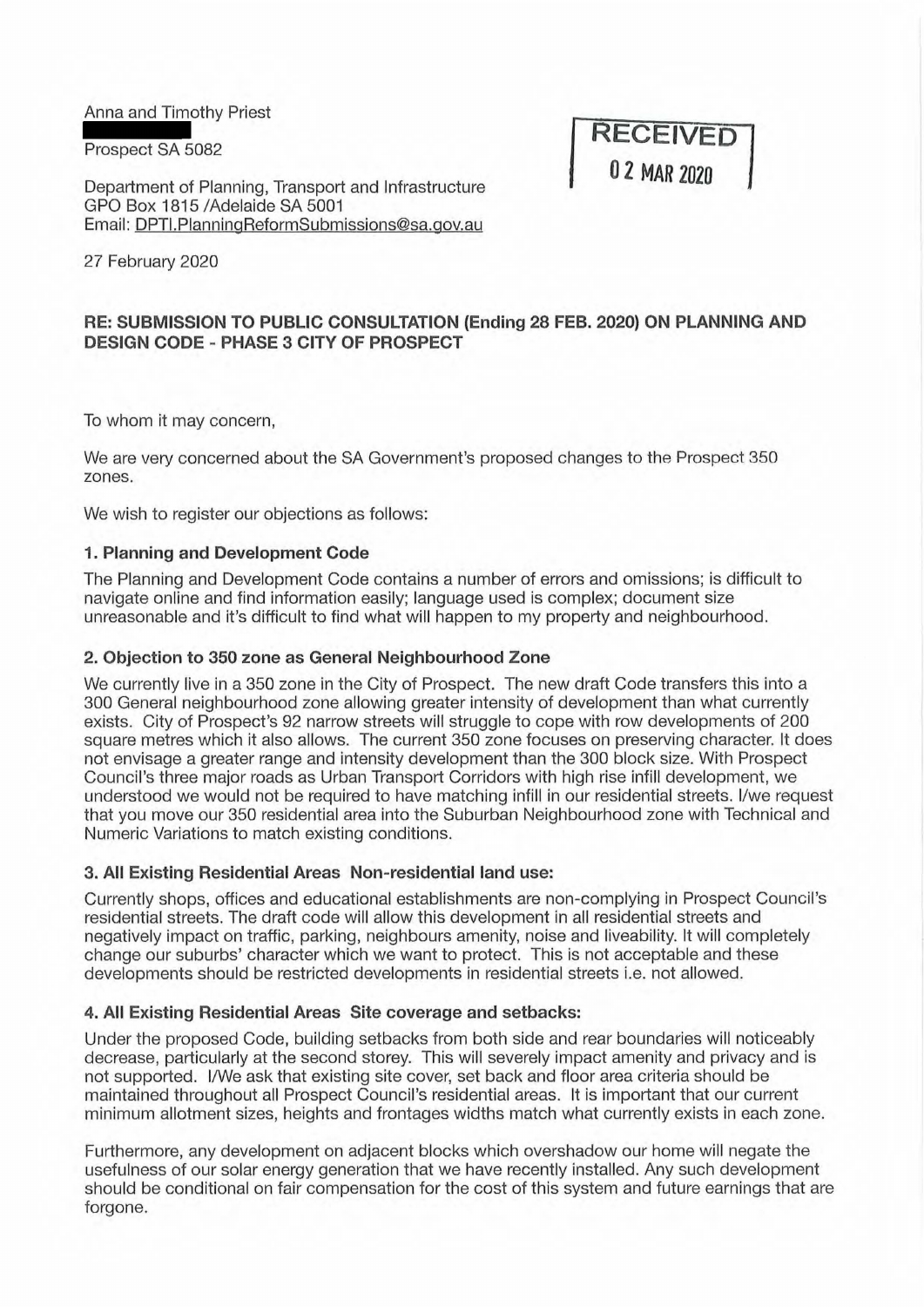Anna and Timothy Priest

Prospect SA 5082

RECEIVED
02 MAR 2020

Department of Planning, Transport and Infrastructure
GPO Box 1815 /Adelaide SA 5001
Email: DPTI.PlanningReformSubmissions@sa.gov.au

27 February 2020

**RE: SUBMISSION TO PUBLIC CONSULTATION (Ending 28 FEB. 2020) ON PLANNING AND DESIGN CODE - PHASE 3 CITY OF PROSPECT**

To whom it may concern,

We are very concerned about the SA Government's proposed changes to the Prospect 350 zones.

We wish to register our objections as follows:

**1. Planning and Development Code**

The Planning and Development Code contains a number of errors and omissions; is difficult to navigate online and find information easily; language used is complex; document size unreasonable and it's difficult to find what will happen to my property and neighbourhood.

**2. Objection to 350 zone as General Neighbourhood Zone**

We currently live in a 350 zone in the City of Prospect. The new draft Code transfers this into a 300 General neighbourhood zone allowing greater intensity of development than what currently exists. City of Prospect's 92 narrow streets will struggle to cope with row developments of 200 square metres which it also allows. The current 350 zone focuses on preserving character. It does not envisage a greater range and intensity development than the 300 block size. With Prospect Council's three major roads as Urban Transport Corridors with high rise infill development, we understood we would not be required to have matching infill in our residential streets. I/we request that you move our 350 residential area into the Suburban Neighbourhood zone with Technical and Numeric Variations to match existing conditions.

**3. All Existing Residential Areas Non-residential land use:**

Currently shops, offices and educational establishments are non-complying in Prospect Council's residential streets. The draft code will allow this development in all residential streets and negatively impact on traffic, parking, neighbours amenity, noise and liveability. It will completely change our suburbs' character which we want to protect. This is not acceptable and these developments should be restricted developments in residential streets i.e. not allowed.

**4. All Existing Residential Areas Site coverage and setbacks:**

Under the proposed Code, building setbacks from both side and rear boundaries will noticeably decrease, particularly at the second storey. This will severely impact amenity and privacy and is not supported. I/We ask that existing site cover, set back and floor area criteria should be maintained throughout all Prospect Council's residential areas. It is important that our current minimum allotment sizes, heights and frontages widths match what currently exists in each zone.

Furthermore, any development on adjacent blocks which overshadow our home will negate the usefulness of our solar energy generation that we have recently installed. Any such development should be conditional on fair compensation for the cost of this system and future earnings that are forgone.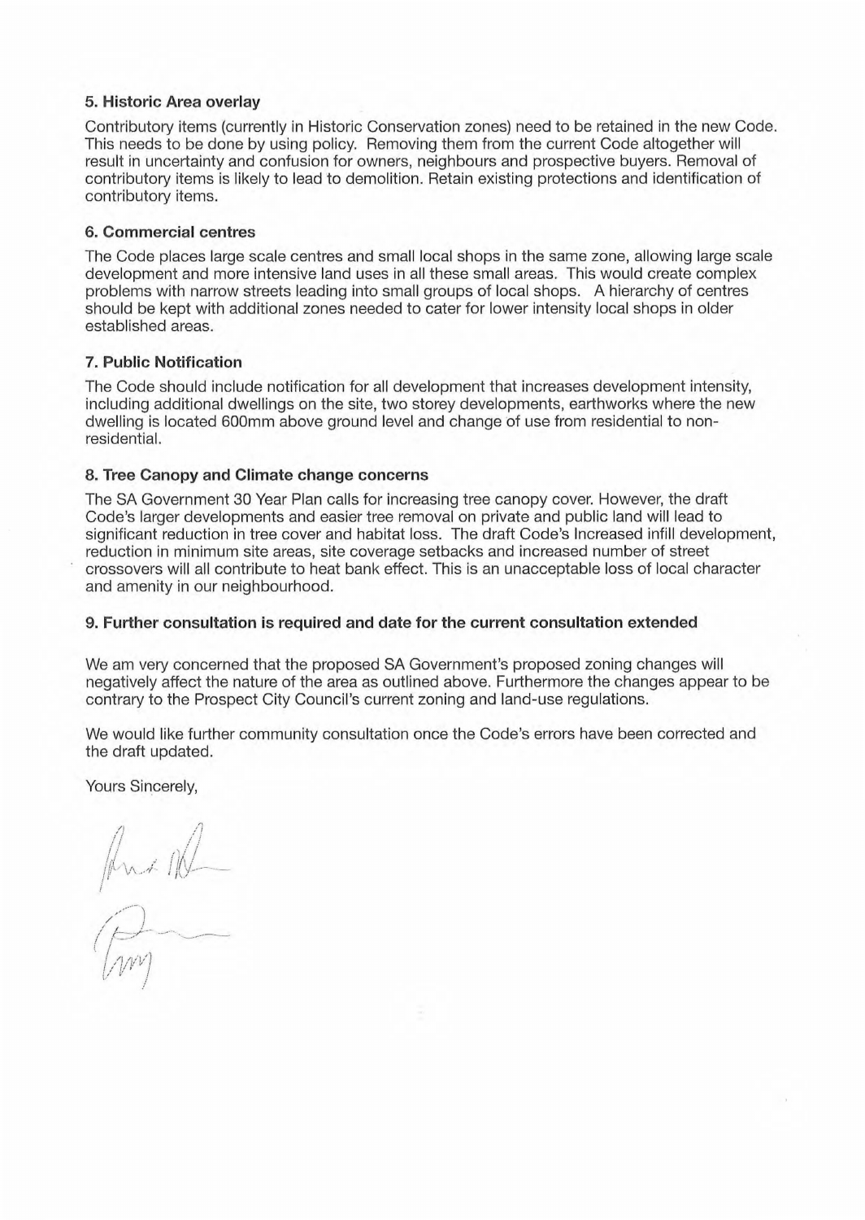### 5. Historic Area overlay

Contributory items (currently in Historic Conservation zones) need to be retained in the new Code. This needs to be done by using policy. Removing them from the current Code altogether will result in uncertainty and confusion for owners, neighbours and prospective buyers. Removal of contributory items is likely to lead to demolition. Retain existing protections and identification of contributory items.

### 6. Commercial centres

The Code places large scale centres and small local shops in the same zone, allowing large scale development and more intensive land uses in all these small areas. This would create complex problems with narrow streets leading into small groups of local shops. A hierarchy of centres should be kept with additional zones needed to cater for lower intensity local shops in older established areas.

### 7. Public Notification

The Code should include notification for all development that increases development intensity, including additional dwellings on the site, two storey developments, earthworks where the new dwelling is located 600mm above ground level and change of use from residential to non-residential.

### 8. Tree Canopy and Climate change concerns

The SA Government 30 Year Plan calls for increasing tree canopy cover. However, the draft Code's larger developments and easier tree removal on private and public land will lead to significant reduction in tree cover and habitat loss. The draft Code's Increased infill development, reduction in minimum site areas, site coverage setbacks and increased number of street crossovers will all contribute to heat bank effect. This is an unacceptable loss of local character and amenity in our neighbourhood.

### 9. Further consultation is required and date for the current consultation extended

We am very concerned that the proposed SA Government's proposed zoning changes will negatively affect the nature of the area as outlined above. Furthermore the changes appear to be contrary to the Prospect City Council's current zoning and land-use regulations.

We would like further community consultation once the Code's errors have been corrected and the draft updated.

Yours Sincerely,